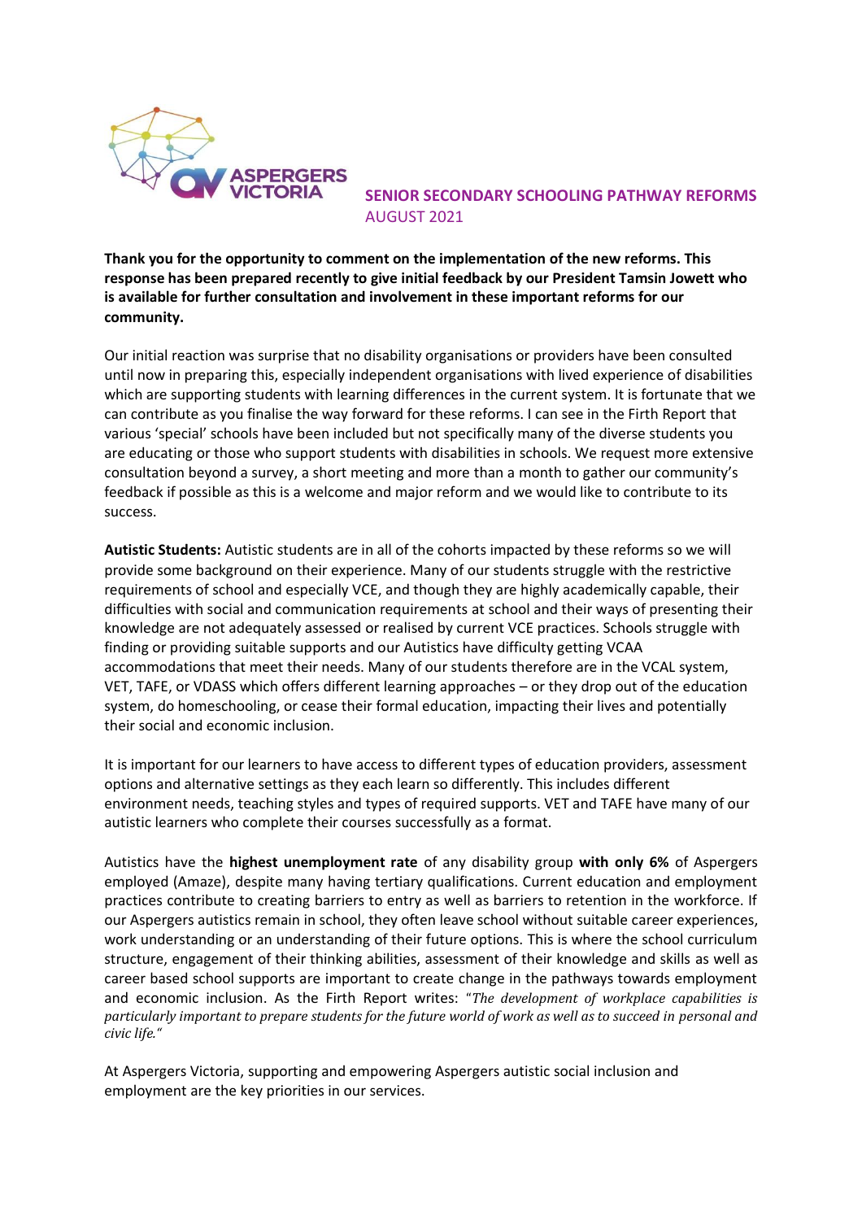# SENIOR SECONDARY SCHOOLING PATHWAY REFORMS

AUGUST 2021

**Thank you for the opportunity to comment on the implementation of the new reforms. This response has been prepared recently to give initial feedback by our President Tamsin Jowett who is available for further consultation and involvement in these important reforms for our community.**

Our initial reaction was surprise that no disability organisations or providers have been consulted until now in preparing this, especially independent organisations with lived experience of disabilities which are supporting students with learning differences in the current system. It is fortunate that we can contribute as you finalise the way forward for these reforms. I can see in the Firth Report that various 'special' schools have been included but not specifically many of the diverse students you are educating or those who support students with disabilities in schools. We request more extensive consultation beyond a survey, a short meeting and more than a month to gather our community's feedback if possible as this is a welcome and major reform and we would like to contribute to its success.

**Autistic Students:** Autistic students are in all of the cohorts impacted by these reforms so we will provide some background on their experience. Many of our students struggle with the restrictive requirements of school and especially VCE, and though they are highly academically capable, their difficulties with social and communication requirements at school and their ways of presenting their knowledge are not adequately assessed or realised by current VCE practices. Schools struggle with finding or providing suitable supports and our Autistics have difficulty getting VCAA accommodations that meet their needs. Many of our students therefore are in the VCAL system, VET, TAFE, or VDASS which offers different learning approaches – or they drop out of the education system, do homeschooling, or cease their formal education, impacting their lives and potentially their social and economic inclusion.

It is important for our learners to have access to different types of education providers, assessment options and alternative settings as they each learn so differently. This includes different environment needs, teaching styles and types of required supports. VET and TAFE have many of our autistic learners who complete their courses successfully as a format.

Autistics have the **highest unemployment rate** of any disability group **with only 6%** of Aspergers employed (Amaze), despite many having tertiary qualifications. Current education and employment practices contribute to creating barriers to entry as well as barriers to retention in the workforce. If our Aspergers autistics remain in school, they often leave school without suitable career experiences, work understanding or an understanding of their future options. This is where the school curriculum structure, engagement of their thinking abilities, assessment of their knowledge and skills as well as career based school supports are important to create change in the pathways towards employment and economic inclusion. As the Firth Report writes: "*The development of workplace capabilities is particularly important to prepare students for the future world of work as well as to succeed in personal and civic life.*"

At Aspergers Victoria, supporting and empowering Aspergers autistic social inclusion and employment are the key priorities in our services.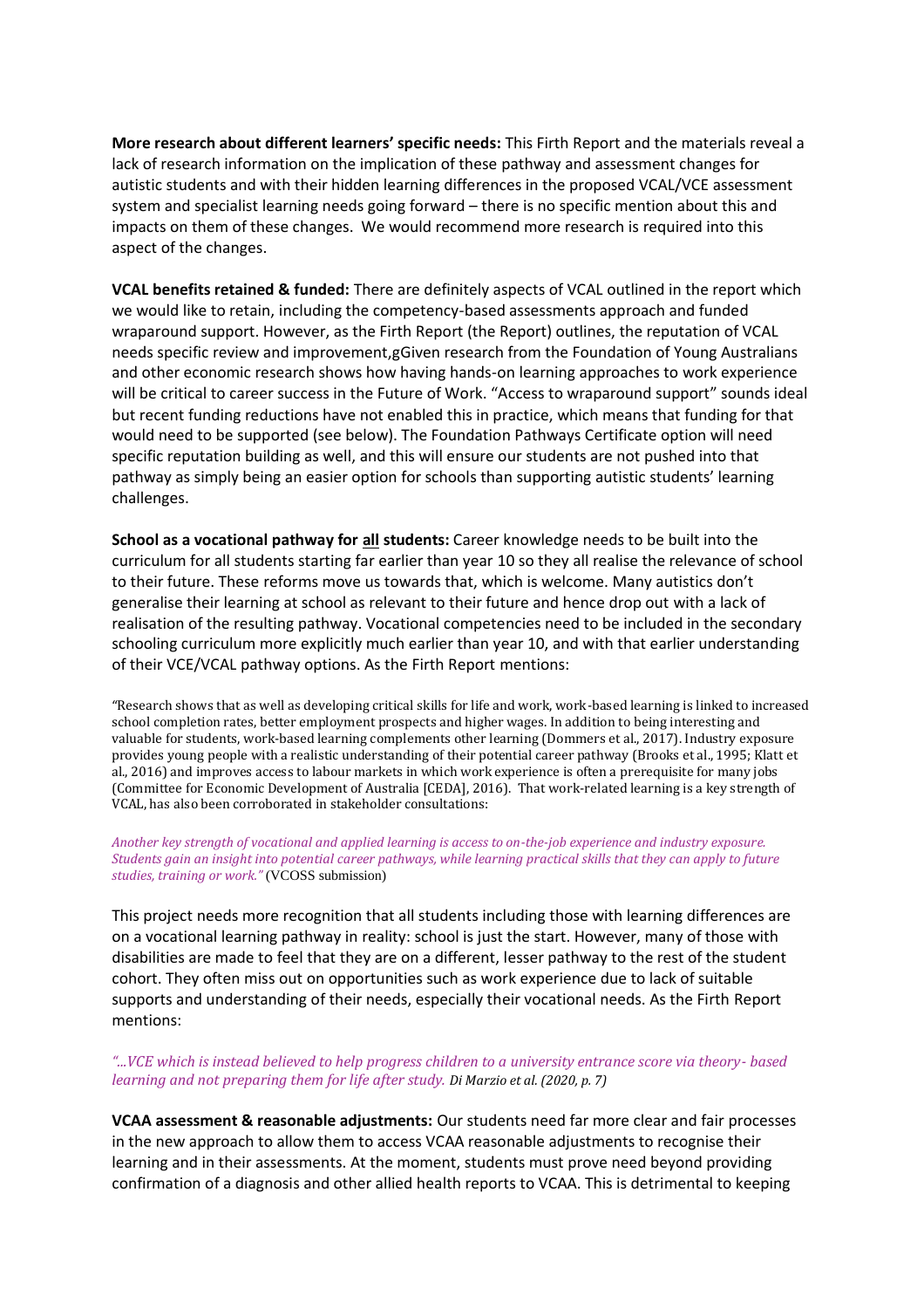**More research about different learners' specific needs:** This Firth Report and the materials reveal a lack of research information on the implication of these pathway and assessment changes for autistic students and with their hidden learning differences in the proposed VCAL/VCE assessment system and specialist learning needs going forward – there is no specific mention about this and impacts on them of these changes. We would recommend more research is required into this aspect of the changes.

**VCAL benefits retained & funded:** There are definitely aspects of VCAL outlined in the report which we would like to retain, including the competency-based assessments approach and funded wraparound support. However, as the Firth Report (the Report) outlines, the reputation of VCAL needs specific review and improvement,gGiven research from the Foundation of Young Australians and other economic research shows how having hands-on learning approaches to work experience will be critical to career success in the Future of Work. "Access to wraparound support" sounds ideal but recent funding reductions have not enabled this in practice, which means that funding for that would need to be supported (see below). The Foundation Pathways Certificate option will need specific reputation building as well, and this will ensure our students are not pushed into that pathway as simply being an easier option for schools than supporting autistic students' learning challenges.

**School as a vocational pathway for <u>all</u> students:** Career knowledge needs to be built into the curriculum for all students starting far earlier than year 10 so they all realise the relevance of school to their future. These reforms move us towards that, which is welcome. Many autistics don't generalise their learning at school as relevant to their future and hence drop out with a lack of realisation of the resulting pathway. Vocational competencies need to be included in the secondary schooling curriculum more explicitly much earlier than year 10, and with that earlier understanding of their VCE/VCAL pathway options. As the Firth Report mentions:

"Research shows that as well as developing critical skills for life and work, work-based learning is linked to increased school completion rates, better employment prospects and higher wages. In addition to being interesting and valuable for students, work-based learning complements other learning (Dommers et al., 2017). Industry exposure provides young people with a realistic understanding of their potential career pathway (Brooks et al., 1995; Klatt et al., 2016) and improves access to labour markets in which work experience is often a prerequisite for many jobs (Committee for Economic Development of Australia [CEDA], 2016). That work-related learning is a key strength of VCAL, has also been corroborated in stakeholder consultations:

*Another key strength of vocational and applied learning is access to on-the-job experience and industry exposure. Students gain an insight into potential career pathways, while learning practical skills that they can apply to future studies, training or work."* (VCOSS submission)

This project needs more recognition that all students including those with learning differences are on a vocational learning pathway in reality: school is just the start. However, many of those with disabilities are made to feel that they are on a different, lesser pathway to the rest of the student cohort. They often miss out on opportunities such as work experience due to lack of suitable supports and understanding of their needs, especially their vocational needs. As the Firth Report mentions:

*"...VCE which is instead believed to help progress children to a university entrance score via theory- based learning and not preparing them for life after study. Di Marzio et al. (2020, p. 7)*

**VCAA assessment & reasonable adjustments:** Our students need far more clear and fair processes in the new approach to allow them to access VCAA reasonable adjustments to recognise their learning and in their assessments. At the moment, students must prove need beyond providing confirmation of a diagnosis and other allied health reports to VCAA. This is detrimental to keeping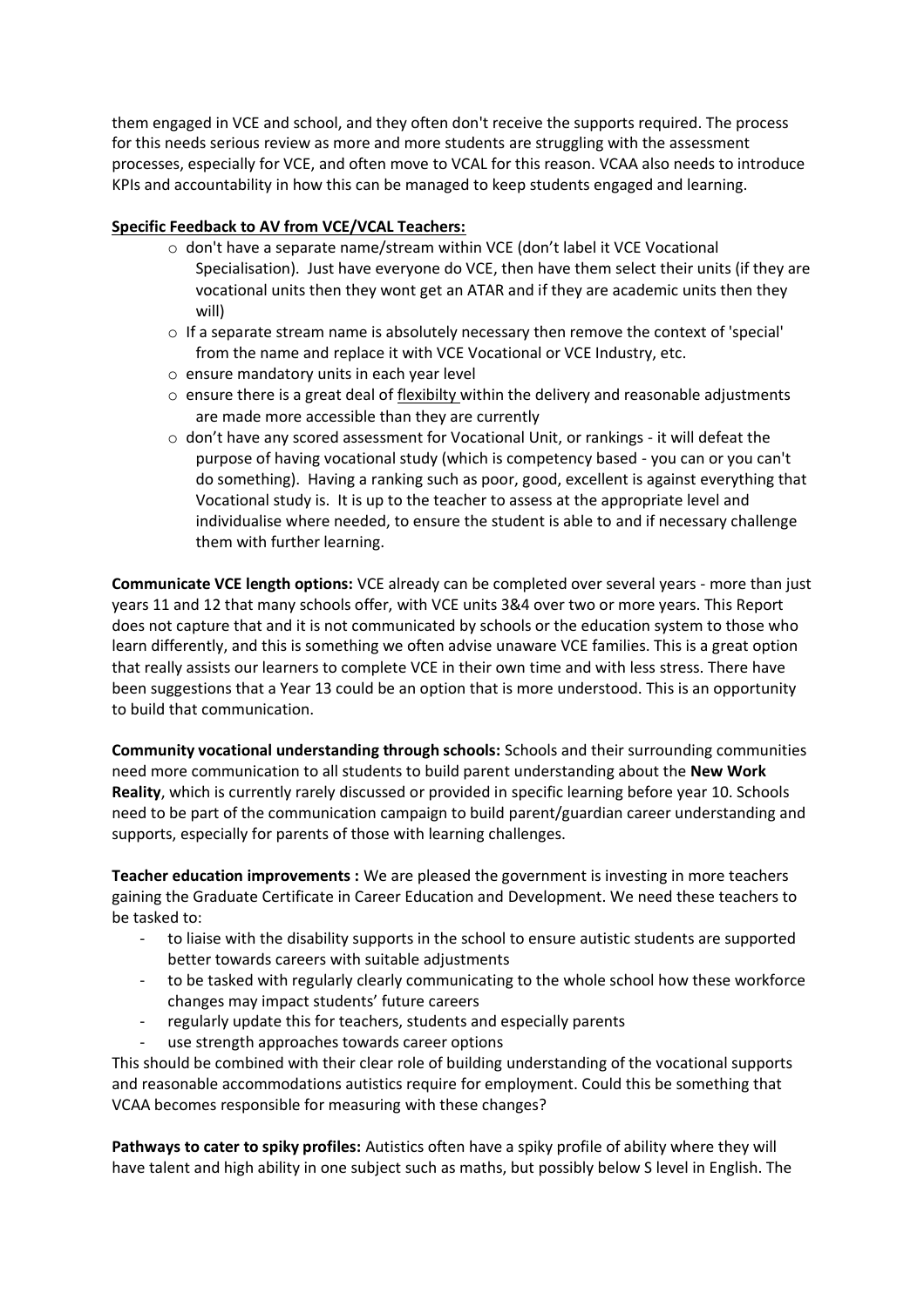them engaged in VCE and school, and they often don't receive the supports required. The process for this needs serious review as more and more students are struggling with the assessment processes, especially for VCE, and often move to VCAL for this reason. VCAA also needs to introduce KPIs and accountability in how this can be managed to keep students engaged and learning.

**Specific Feedback to AV from VCE/VCAL Teachers:**

- don't have a separate name/stream within VCE (don't label it VCE Vocational Specialisation). Just have everyone do VCE, then have them select their units (if they are vocational units then they wont get an ATAR and if they are academic units then they will)
- If a separate stream name is absolutely necessary then remove the context of 'special' from the name and replace it with VCE Vocational or VCE Industry, etc.
- ensure mandatory units in each year level
- ensure there is a great deal of flexibilty within the delivery and reasonable adjustments are made more accessible than they are currently
- don't have any scored assessment for Vocational Unit, or rankings - it will defeat the purpose of having vocational study (which is competency based - you can or you can't do something). Having a ranking such as poor, good, excellent is against everything that Vocational study is. It is up to the teacher to assess at the appropriate level and individualise where needed, to ensure the student is able to and if necessary challenge them with further learning.

**Communicate VCE length options:** VCE already can be completed over several years - more than just years 11 and 12 that many schools offer, with VCE units 3&4 over two or more years. This Report does not capture that and it is not communicated by schools or the education system to those who learn differently, and this is something we often advise unaware VCE families. This is a great option that really assists our learners to complete VCE in their own time and with less stress. There have been suggestions that a Year 13 could be an option that is more understood. This is an opportunity to build that communication.

**Community vocational understanding through schools:** Schools and their surrounding communities need more communication to all students to build parent understanding about the **New Work Reality**, which is currently rarely discussed or provided in specific learning before year 10. Schools need to be part of the communication campaign to build parent/guardian career understanding and supports, especially for parents of those with learning challenges.

**Teacher education improvements :** We are pleased the government is investing in more teachers gaining the Graduate Certificate in Career Education and Development. We need these teachers to be tasked to:

- to liaise with the disability supports in the school to ensure autistic students are supported better towards careers with suitable adjustments
- to be tasked with regularly clearly communicating to the whole school how these workforce changes may impact students' future careers
- regularly update this for teachers, students and especially parents
- use strength approaches towards career options

This should be combined with their clear role of building understanding of the vocational supports and reasonable accommodations autistics require for employment. Could this be something that VCAA becomes responsible for measuring with these changes?

**Pathways to cater to spiky profiles:** Autistics often have a spiky profile of ability where they will have talent and high ability in one subject such as maths, but possibly below S level in English. The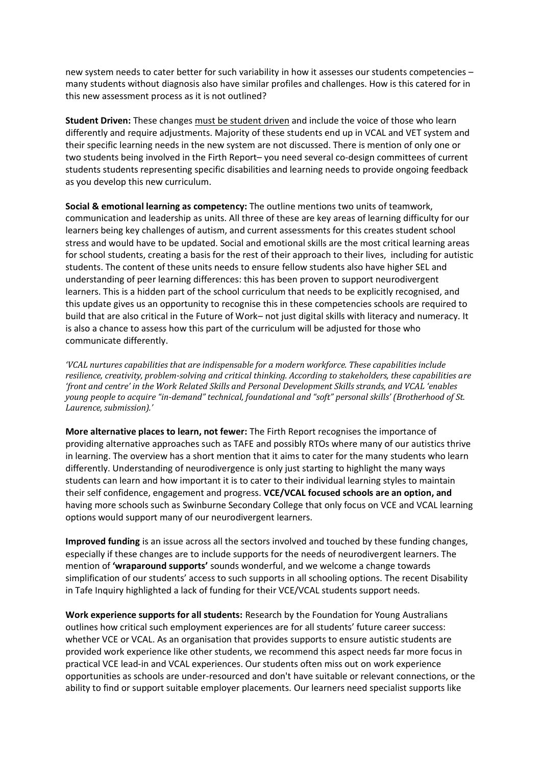new system needs to cater better for such variability in how it assesses our students competencies – many students without diagnosis also have similar profiles and challenges. How is this catered for in this new assessment process as it is not outlined?

**Student Driven:** These changes <u>must be student driven</u> and include the voice of those who learn differently and require adjustments. Majority of these students end up in VCAL and VET system and their specific learning needs in the new system are not discussed. There is mention of only one or two students being involved in the Firth Report– you need several co-design committees of current students students representing specific disabilities and learning needs to provide ongoing feedback as you develop this new curriculum.

**Social & emotional learning as competency:** The outline mentions two units of teamwork, communication and leadership as units. All three of these are key areas of learning difficulty for our learners being key challenges of autism, and current assessments for this creates student school stress and would have to be updated. Social and emotional skills are the most critical learning areas for school students, creating a basis for the rest of their approach to their lives, including for autistic students. The content of these units needs to ensure fellow students also have higher SEL and understanding of peer learning differences: this has been proven to support neurodivergent learners. This is a hidden part of the school curriculum that needs to be explicitly recognised, and this update gives us an opportunity to recognise this in these competencies schools are required to build that are also critical in the Future of Work– not just digital skills with literacy and numeracy. It is also a chance to assess how this part of the curriculum will be adjusted for those who communicate differently.

*'VCAL nurtures capabilities that are indispensable for a modern workforce. These capabilities include resilience, creativity, problem-solving and critical thinking. According to stakeholders, these capabilities are 'front and centre' in the Work Related Skills and Personal Development Skills strands, and VCAL 'enables young people to acquire "in-demand" technical, foundational and "soft" personal skills' (Brotherhood of St. Laurence, submission).'*

**More alternative places to learn, not fewer:** The Firth Report recognises the importance of providing alternative approaches such as TAFE and possibly RTOs where many of our autistics thrive in learning. The overview has a short mention that it aims to cater for the many students who learn differently. Understanding of neurodivergence is only just starting to highlight the many ways students can learn and how important it is to cater to their individual learning styles to maintain their self confidence, engagement and progress. **VCE/VCAL focused schools are an option, and** having more schools such as Swinburne Secondary College that only focus on VCE and VCAL learning options would support many of our neurodivergent learners.

**Improved funding** is an issue across all the sectors involved and touched by these funding changes, especially if these changes are to include supports for the needs of neurodivergent learners. The mention of **'wraparound supports'** sounds wonderful, and we welcome a change towards simplification of our students' access to such supports in all schooling options. The recent Disability in Tafe Inquiry highlighted a lack of funding for their VCE/VCAL students support needs.

**Work experience supports for all students:** Research by the Foundation for Young Australians outlines how critical such employment experiences are for all students' future career success: whether VCE or VCAL. As an organisation that provides supports to ensure autistic students are provided work experience like other students, we recommend this aspect needs far more focus in practical VCE lead-in and VCAL experiences. Our students often miss out on work experience opportunities as schools are under-resourced and don't have suitable or relevant connections, or the ability to find or support suitable employer placements. Our learners need specialist supports like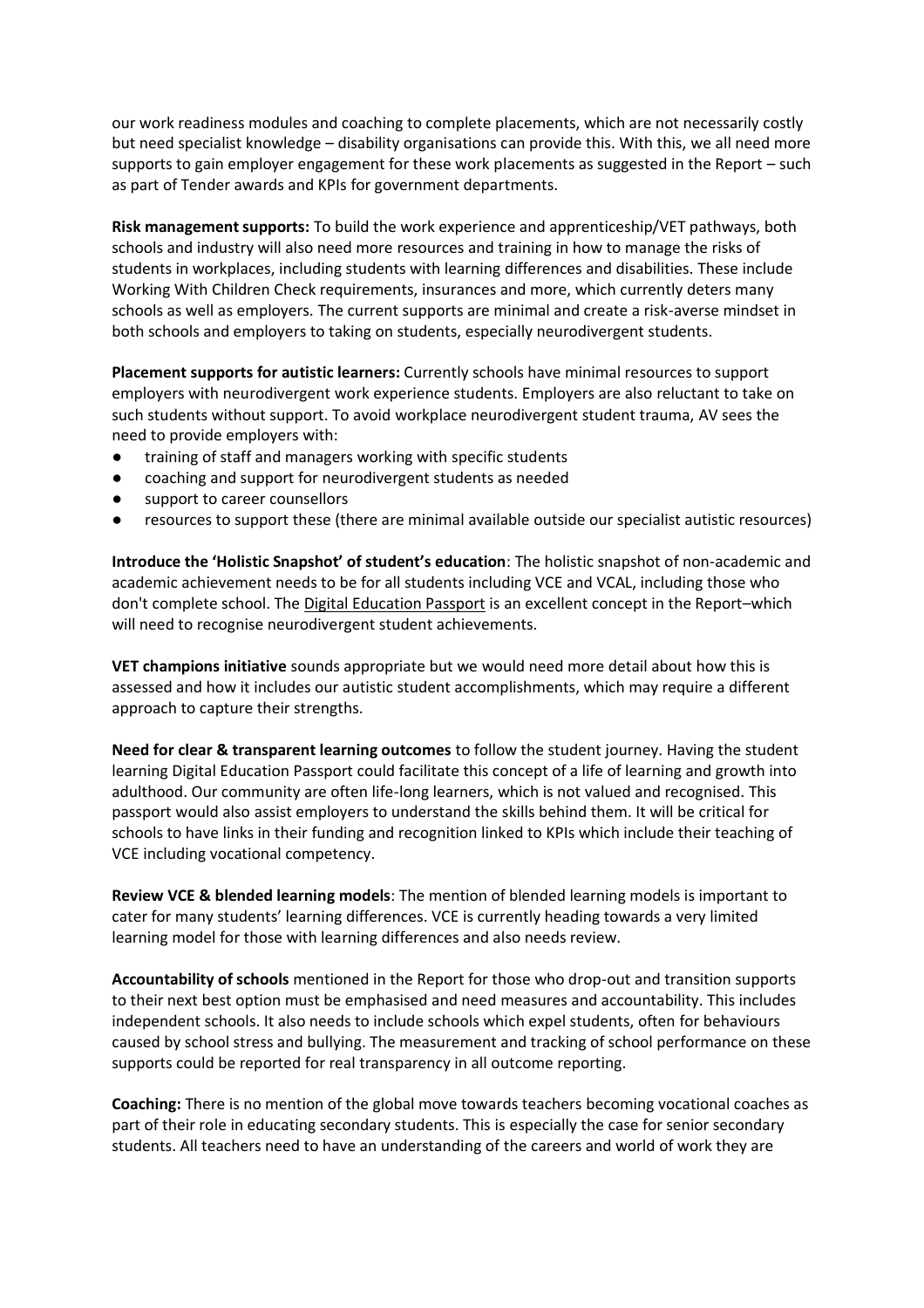our work readiness modules and coaching to complete placements, which are not necessarily costly but need specialist knowledge – disability organisations can provide this. With this, we all need more supports to gain employer engagement for these work placements as suggested in the Report – such as part of Tender awards and KPIs for government departments.

**Risk management supports:** To build the work experience and apprenticeship/VET pathways, both schools and industry will also need more resources and training in how to manage the risks of students in workplaces, including students with learning differences and disabilities. These include Working With Children Check requirements, insurances and more, which currently deters many schools as well as employers. The current supports are minimal and create a risk-averse mindset in both schools and employers to taking on students, especially neurodivergent students.

**Placement supports for autistic learners:** Currently schools have minimal resources to support employers with neurodivergent work experience students. Employers are also reluctant to take on such students without support. To avoid workplace neurodivergent student trauma, AV sees the need to provide employers with:

- training of staff and managers working with specific students
- coaching and support for neurodivergent students as needed
- support to career counsellors
- resources to support these (there are minimal available outside our specialist autistic resources)

**Introduce the 'Holistic Snapshot' of student's education**: The holistic snapshot of non-academic and academic achievement needs to be for all students including VCE and VCAL, including those who don't complete school. The Digital Education Passport is an excellent concept in the Report–which will need to recognise neurodivergent student achievements.

**VET champions initiative** sounds appropriate but we would need more detail about how this is assessed and how it includes our autistic student accomplishments, which may require a different approach to capture their strengths.

**Need for clear & transparent learning outcomes** to follow the student journey. Having the student learning Digital Education Passport could facilitate this concept of a life of learning and growth into adulthood. Our community are often life-long learners, which is not valued and recognised. This passport would also assist employers to understand the skills behind them. It will be critical for schools to have links in their funding and recognition linked to KPIs which include their teaching of VCE including vocational competency.

**Review VCE & blended learning models**: The mention of blended learning models is important to cater for many students' learning differences. VCE is currently heading towards a very limited learning model for those with learning differences and also needs review.

**Accountability of schools** mentioned in the Report for those who drop-out and transition supports to their next best option must be emphasised and need measures and accountability. This includes independent schools. It also needs to include schools which expel students, often for behaviours caused by school stress and bullying. The measurement and tracking of school performance on these supports could be reported for real transparency in all outcome reporting.

**Coaching:** There is no mention of the global move towards teachers becoming vocational coaches as part of their role in educating secondary students. This is especially the case for senior secondary students. All teachers need to have an understanding of the careers and world of work they are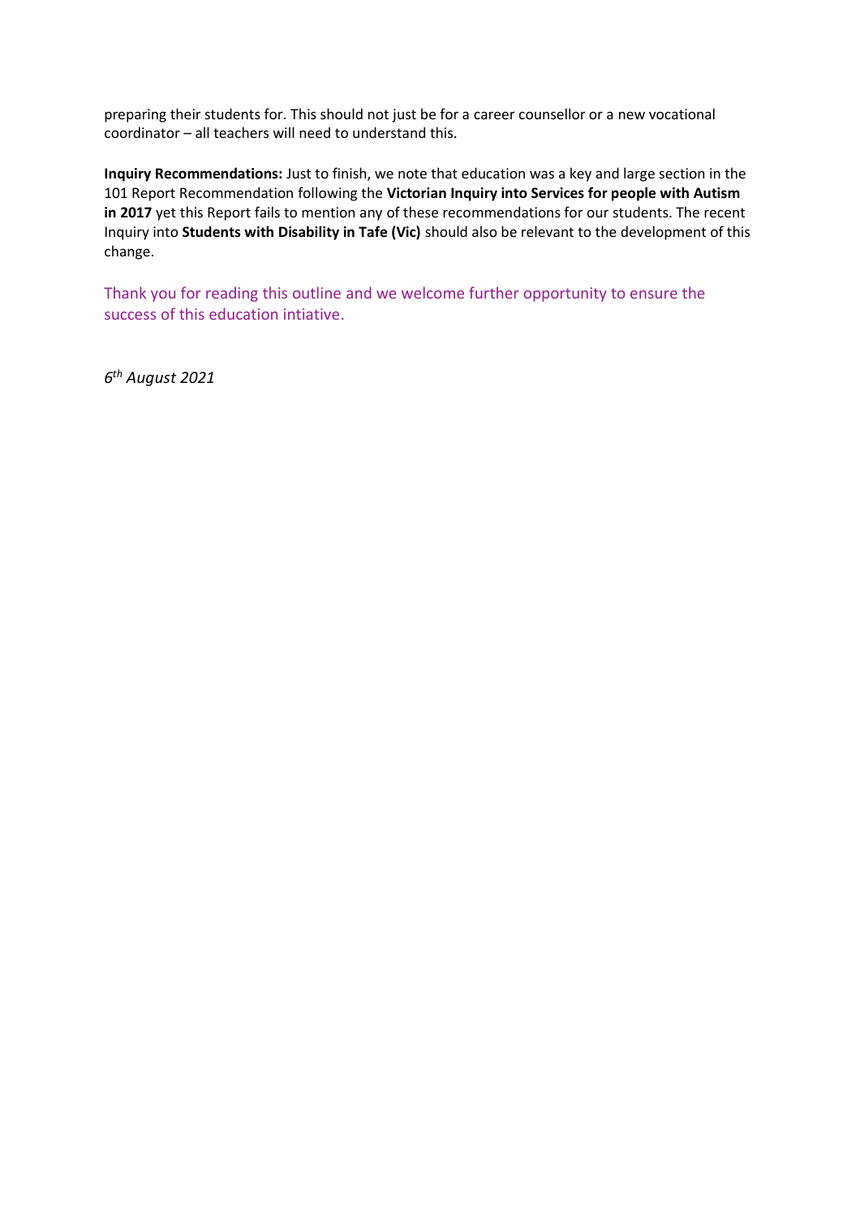preparing their students for. This should not just be for a career counsellor or a new vocational coordinator – all teachers will need to understand this.

**Inquiry Recommendations:** Just to finish, we note that education was a key and large section in the 101 Report Recommendation following the **Victorian Inquiry into Services for people with Autism in 2017** yet this Report fails to mention any of these recommendations for our students. The recent Inquiry into **Students with Disability in Tafe (Vic)** should also be relevant to the development of this change.

Thank you for reading this outline and we welcome further opportunity to ensure the success of this education intiative.

*6th August 2021*